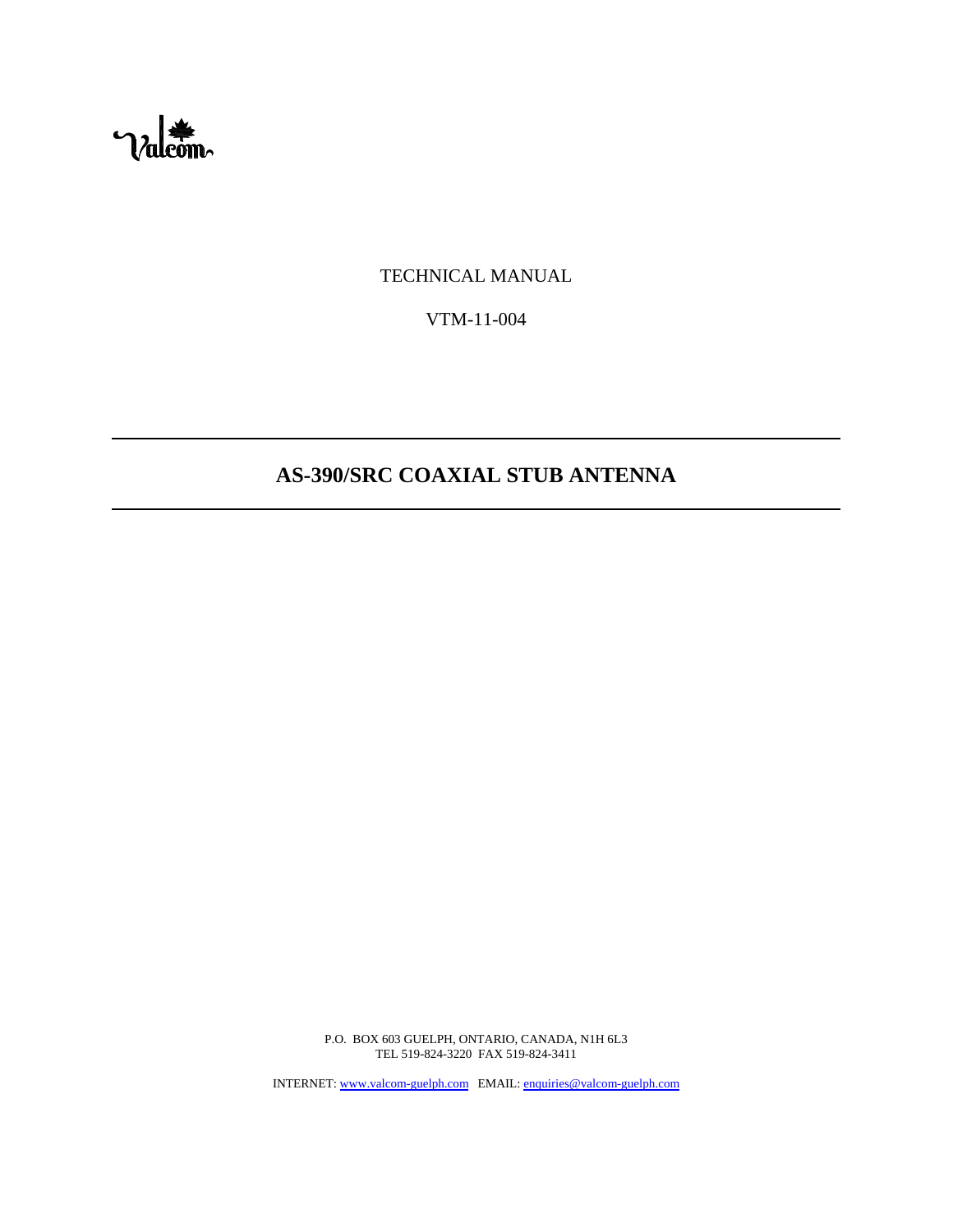Valcom

TECHNICAL MANUAL

VTM-11-004

---

# AS-390/SRC COAXIAL STUB ANTENNA

---

P.O. BOX 603 GUELPH, ONTARIO, CANADA, N1H 6L3
TEL 519-824-3220 FAX 519-824-3411

INTERNET: www.valcom-guelph.com EMAIL: enquiries@valcom-guelph.com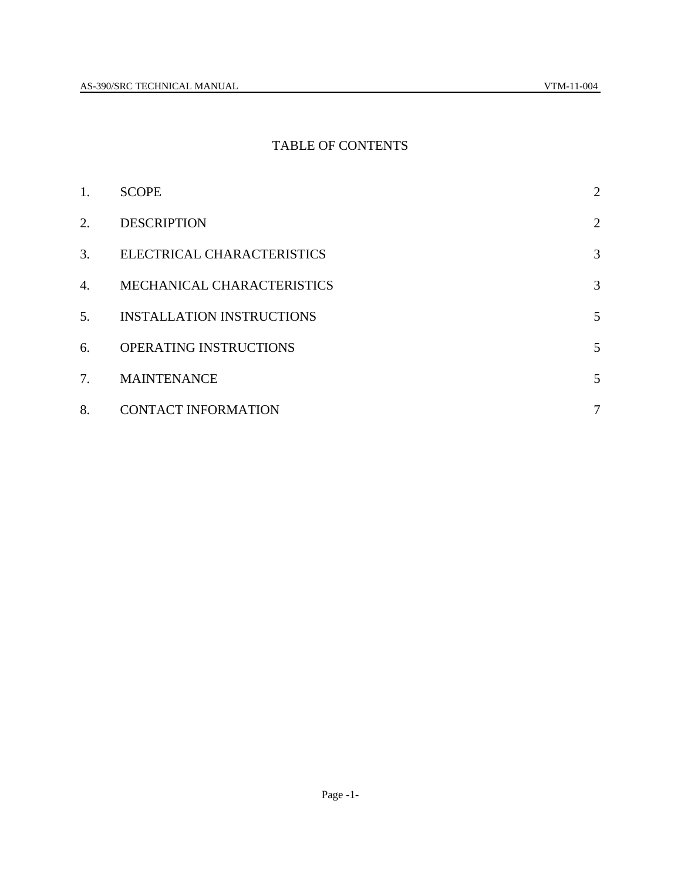# TABLE OF CONTENTS

| | | |
|---|---|---|
| 1. | SCOPE | 2 |
| 2. | DESCRIPTION | 2 |
| 3. | ELECTRICAL CHARACTERISTICS | 3 |
| 4. | MECHANICAL CHARACTERISTICS | 3 |
| 5. | INSTALLATION INSTRUCTIONS | 5 |
| 6. | OPERATING INSTRUCTIONS | 5 |
| 7. | MAINTENANCE | 5 |
| 8. | CONTACT INFORMATION | 7 |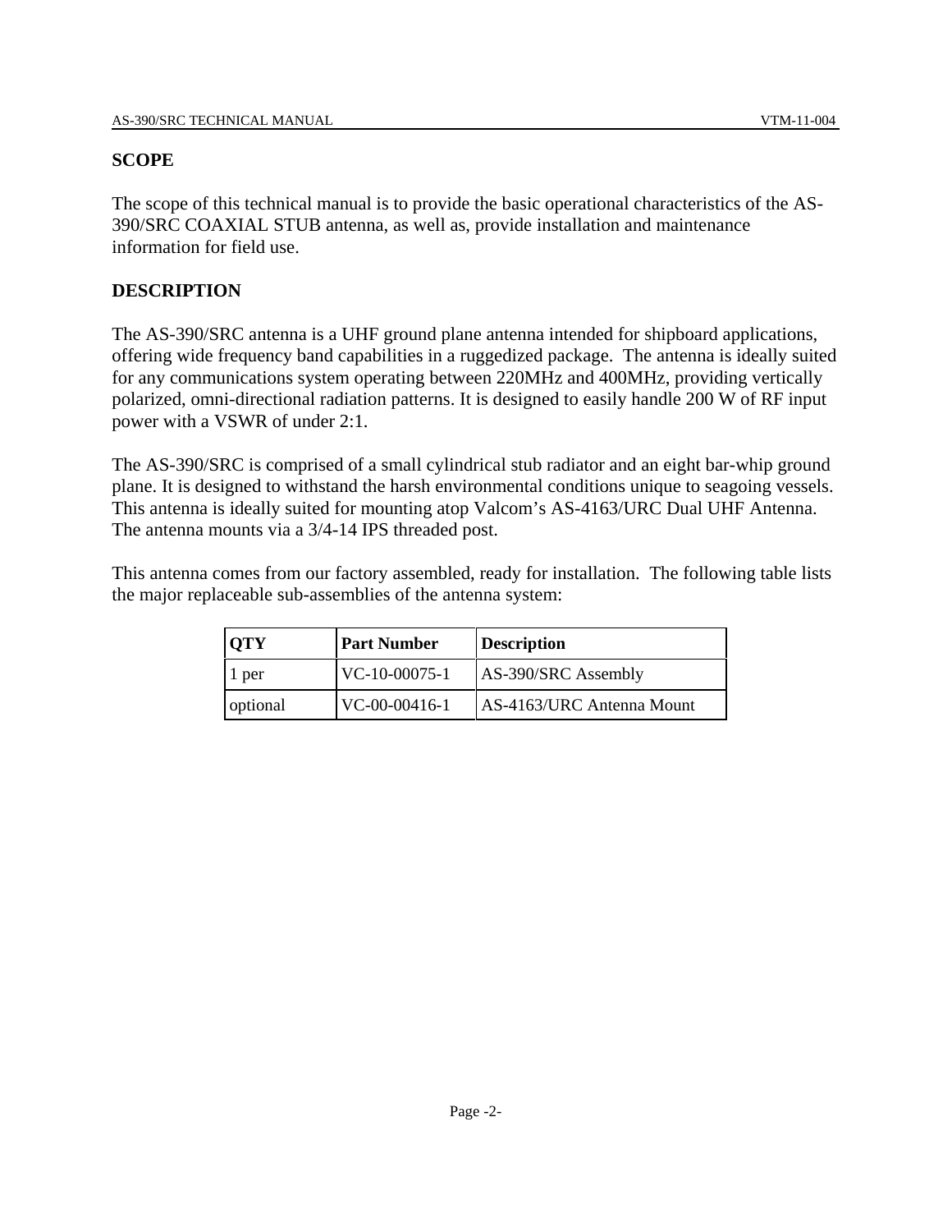## SCOPE

The scope of this technical manual is to provide the basic operational characteristics of the AS-390/SRC COAXIAL STUB antenna, as well as, provide installation and maintenance information for field use.

## DESCRIPTION

The AS-390/SRC antenna is a UHF ground plane antenna intended for shipboard applications, offering wide frequency band capabilities in a ruggedized package. The antenna is ideally suited for any communications system operating between 220MHz and 400MHz, providing vertically polarized, omni-directional radiation patterns. It is designed to easily handle 200 W of RF input power with a VSWR of under 2:1.

The AS-390/SRC is comprised of a small cylindrical stub radiator and an eight bar-whip ground plane. It is designed to withstand the harsh environmental conditions unique to seagoing vessels. This antenna is ideally suited for mounting atop Valcom's AS-4163/URC Dual UHF Antenna. The antenna mounts via a 3/4-14 IPS threaded post.

This antenna comes from our factory assembled, ready for installation. The following table lists the major replaceable sub-assemblies of the antenna system:

| QTY | Part Number | Description |
|---|---|---|
| 1 per | VC-10-00075-1 | AS-390/SRC Assembly |
| optional | VC-00-00416-1 | AS-4163/URC Antenna Mount |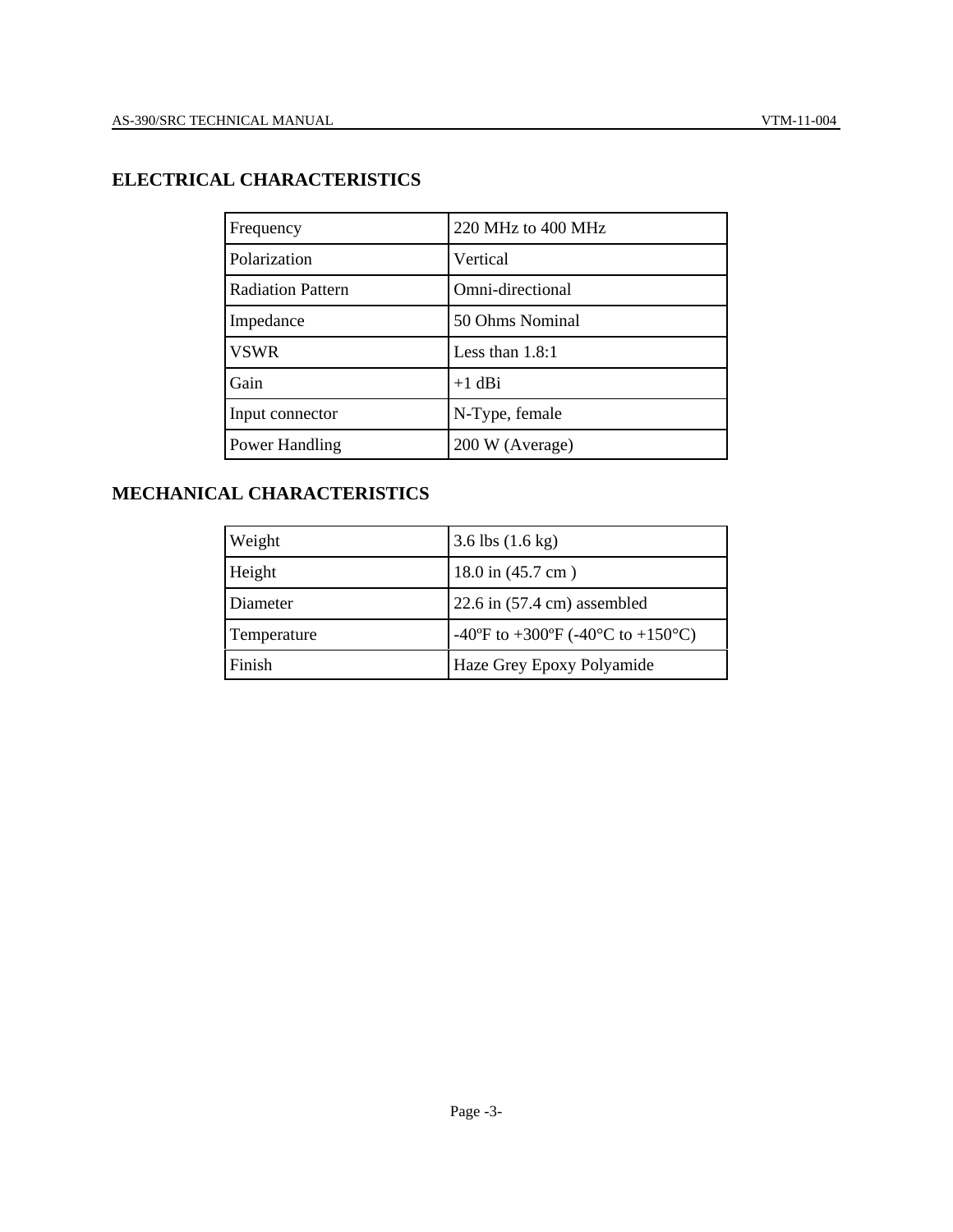## ELECTRICAL CHARACTERISTICS

| | |
|---|---|
| Frequency | 220 MHz to 400 MHz |
| Polarization | Vertical |
| Radiation Pattern | Omni-directional |
| Impedance | 50 Ohms Nominal |
| VSWR | Less than 1.8:1 |
| Gain | +1 dBi |
| Input connector | N-Type, female |
| Power Handling | 200 W (Average) |

## MECHANICAL CHARACTERISTICS

| | |
|---|---|
| Weight | 3.6 lbs (1.6 kg) |
| Height | 18.0 in (45.7 cm ) |
| Diameter | 22.6 in (57.4 cm) assembled |
| Temperature | -40ºF to +300ºF (-40°C to +150°C) |
| Finish | Haze Grey Epoxy Polyamide |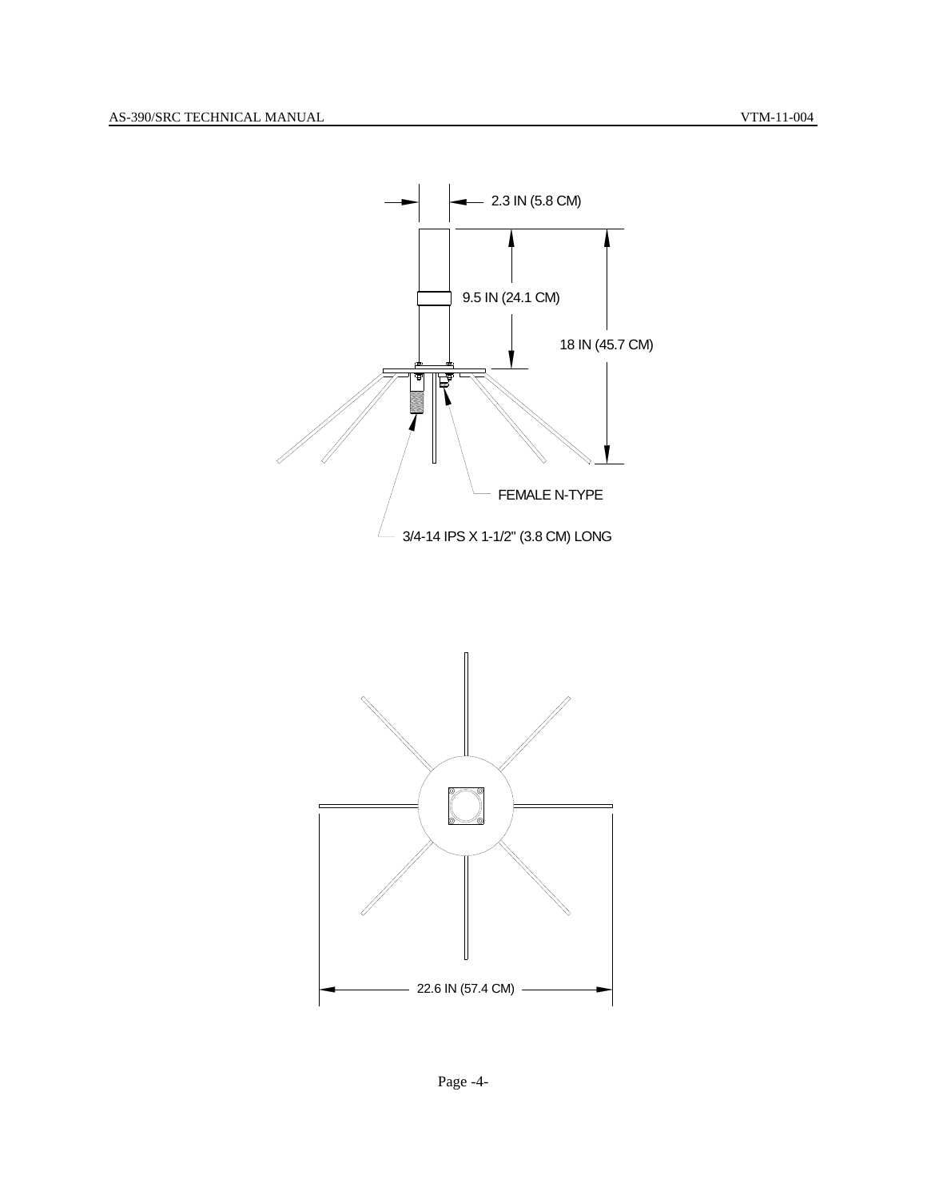2.3 IN (5.8 CM)

9.5 IN (24.1 CM)

18 IN (45.7 CM)

FEMALE N-TYPE

3/4-14 IPS X 1-1/2" (3.8 CM) LONG

22.6 IN (57.4 CM)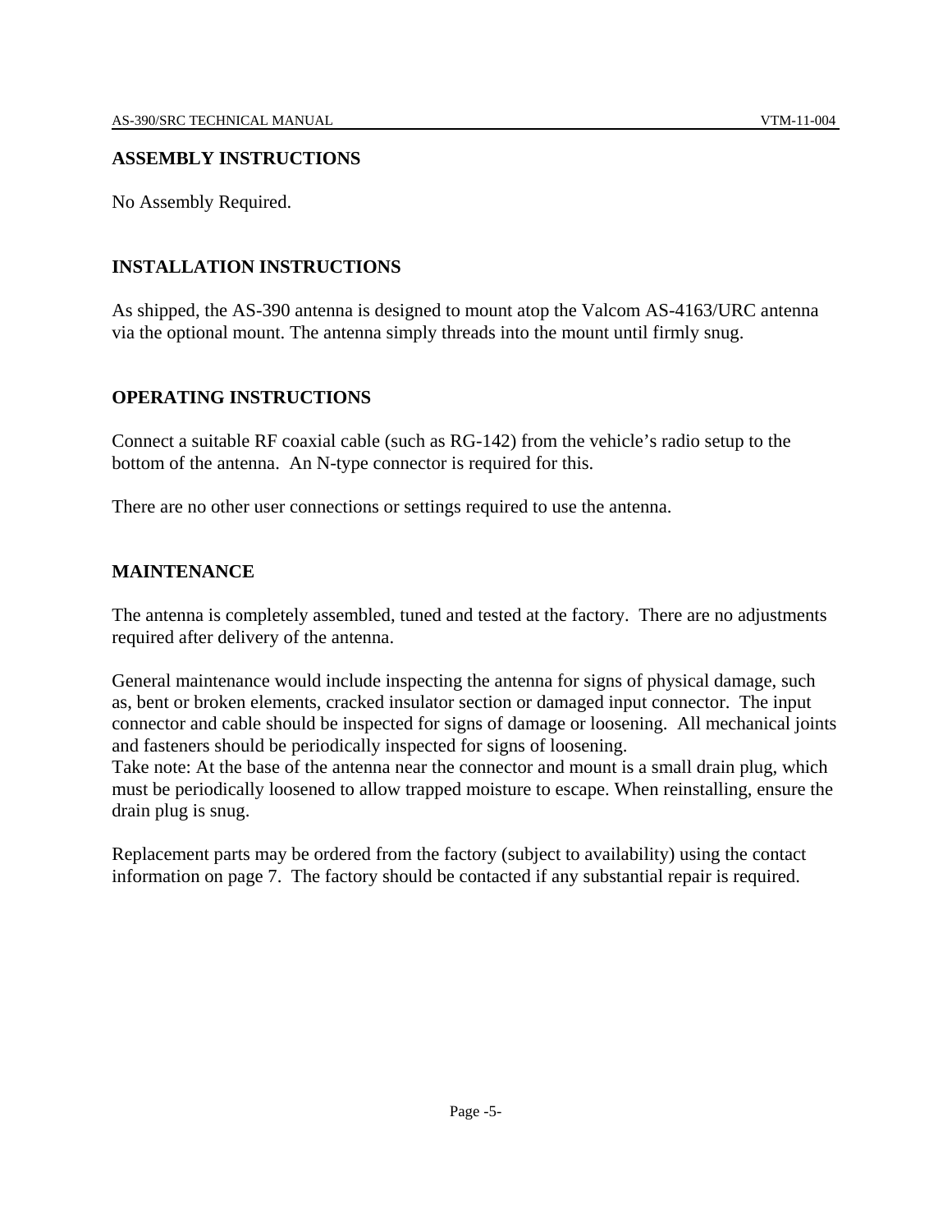## ASSEMBLY INSTRUCTIONS

No Assembly Required.

## INSTALLATION INSTRUCTIONS

As shipped, the AS-390 antenna is designed to mount atop the Valcom AS-4163/URC antenna via the optional mount. The antenna simply threads into the mount until firmly snug.

## OPERATING INSTRUCTIONS

Connect a suitable RF coaxial cable (such as RG-142) from the vehicle's radio setup to the bottom of the antenna. An N-type connector is required for this.

There are no other user connections or settings required to use the antenna.

## MAINTENANCE

The antenna is completely assembled, tuned and tested at the factory. There are no adjustments required after delivery of the antenna.

General maintenance would include inspecting the antenna for signs of physical damage, such as, bent or broken elements, cracked insulator section or damaged input connector. The input connector and cable should be inspected for signs of damage or loosening. All mechanical joints and fasteners should be periodically inspected for signs of loosening.
Take note: At the base of the antenna near the connector and mount is a small drain plug, which must be periodically loosened to allow trapped moisture to escape. When reinstalling, ensure the drain plug is snug.

Replacement parts may be ordered from the factory (subject to availability) using the contact information on page 7. The factory should be contacted if any substantial repair is required.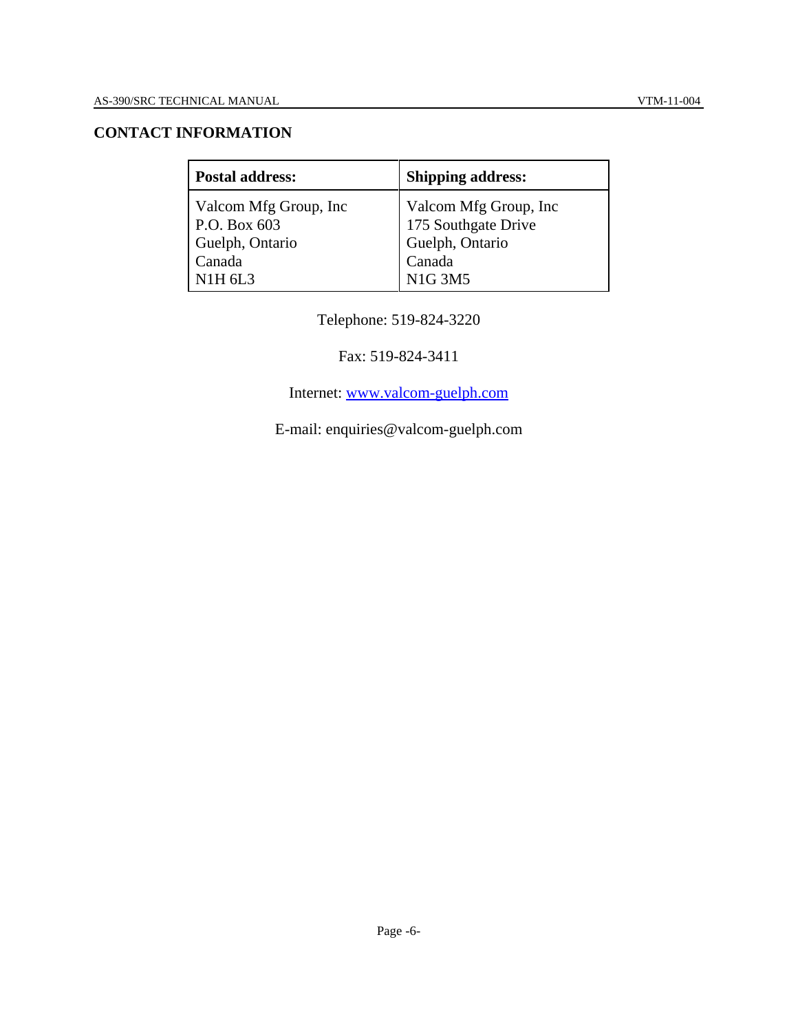## CONTACT INFORMATION

| Postal address: | Shipping address: |
|---|---|
| Valcom Mfg Group, Inc<br>P.O. Box 603<br>Guelph, Ontario<br>Canada<br>N1H 6L3 | Valcom Mfg Group, Inc<br>175 Southgate Drive<br>Guelph, Ontario<br>Canada<br>N1G 3M5 |

Telephone: 519-824-3220

Fax: 519-824-3411

Internet: [www.valcom-guelph.com](http://www.valcom-guelph.com)

E-mail: enquiries@valcom-guelph.com